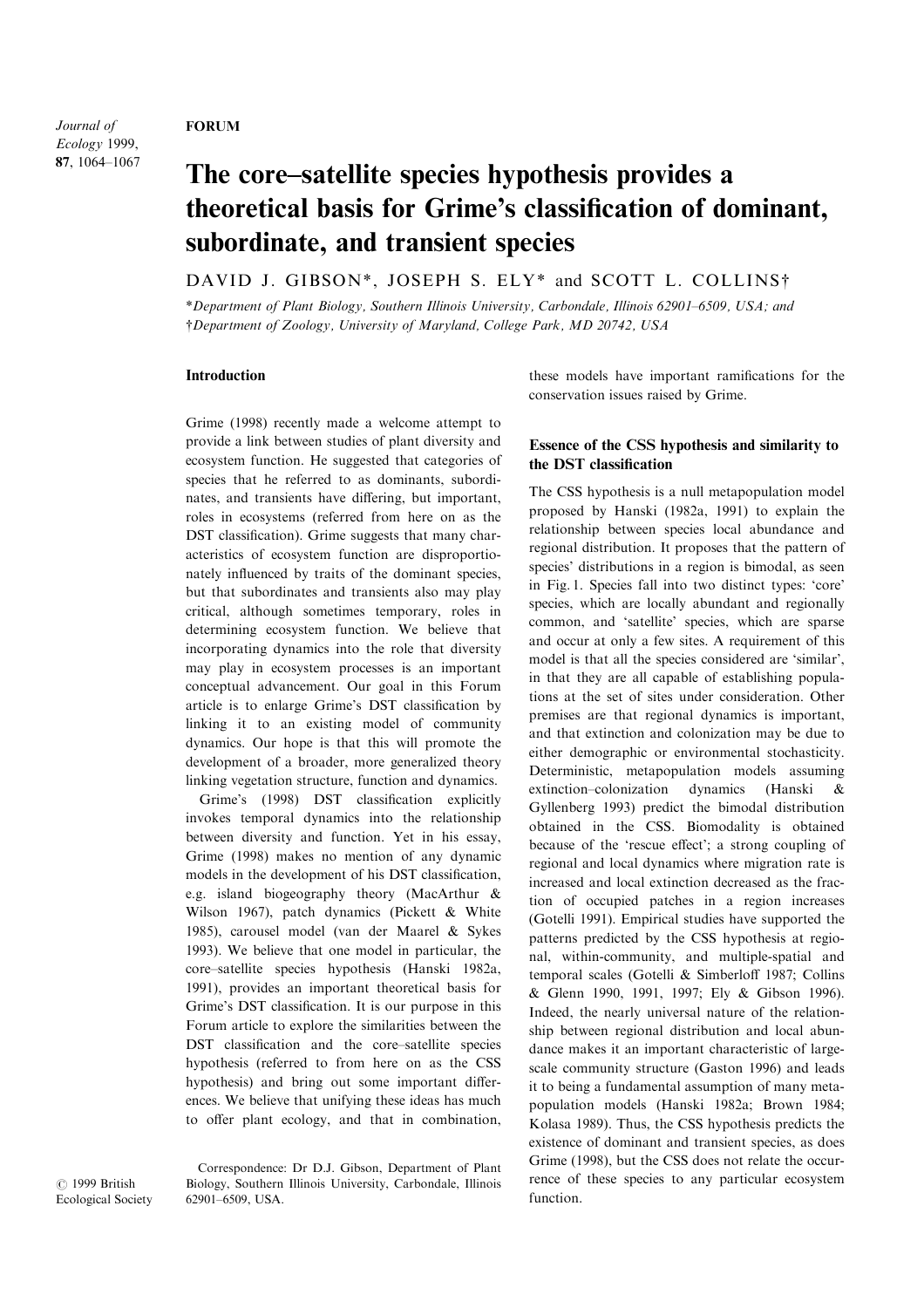FORUM

# The core–satellite species hypothesis provides a theoretical basis for Grime's classification of dominant, subordinate, and transient species

DAVID J. GIBSON*, JOSEPH S. ELY* and SCOTT L. COLLINS†

*Department of Plant Biology, Southern Illinois University, Carbondale, Illinois 62901–6509, USA; and †Department of Zoology, University of Maryland, College Park, MD 20742, USA

## Introduction

Grime (1998) recently made a welcome attempt to provide a link between studies of plant diversity and ecosystem function. He suggested that categories of species that he referred to as dominants, subordinates, and transients have differing, but important, roles in ecosystems (referred from here on as the DST classification). Grime suggests that many characteristics of ecosystem function are disproportionately influenced by traits of the dominant species, but that subordinates and transients also may play critical, although sometimes temporary, roles in determining ecosystem function. We believe that incorporating dynamics into the role that diversity may play in ecosystem processes is an important conceptual advancement. Our goal in this Forum article is to enlarge Grime's DST classification by linking it to an existing model of community dynamics. Our hope is that this will promote the development of a broader, more generalized theory linking vegetation structure, function and dynamics.

Grime's (1998) DST classification explicitly invokes temporal dynamics into the relationship between diversity and function. Yet in his essay, Grime (1998) makes no mention of any dynamic models in the development of his DST classification, e.g. island biogeography theory (MacArthur & Wilson 1967), patch dynamics (Pickett & White 1985), carousel model (van der Maarel & Sykes 1993). We believe that one model in particular, the core–satellite species hypothesis (Hanski 1982a, 1991), provides an important theoretical basis for Grime's DST classification. It is our purpose in this Forum article to explore the similarities between the DST classification and the core–satellite species hypothesis (referred to from here on as the CSS hypothesis) and bring out some important differences. We believe that unifying these ideas has much to offer plant ecology, and that in combination, these models have important ramifications for the conservation issues raised by Grime.

## Essence of the CSS hypothesis and similarity to the DST classification

The CSS hypothesis is a null metapopulation model proposed by Hanski (1982a, 1991) to explain the relationship between species local abundance and regional distribution. It proposes that the pattern of species' distributions in a region is bimodal, as seen in Fig. 1. Species fall into two distinct types: 'core' species, which are locally abundant and regionally common, and 'satellite' species, which are sparse and occur at only a few sites. A requirement of this model is that all the species considered are 'similar', in that they are all capable of establishing populations at the set of sites under consideration. Other premises are that regional dynamics is important, and that extinction and colonization may be due to either demographic or environmental stochasticity. Deterministic, metapopulation models assuming extinction–colonization dynamics (Hanski & Gyllenberg 1993) predict the bimodal distribution obtained in the CSS. Biomodality is obtained because of the 'rescue effect'; a strong coupling of regional and local dynamics where migration rate is increased and local extinction decreased as the fraction of occupied patches in a region increases (Gotelli 1991). Empirical studies have supported the patterns predicted by the CSS hypothesis at regional, within-community, and multiple-spatial and temporal scales (Gotelli & Simberloff 1987; Collins & Glenn 1990, 1991, 1997; Ely & Gibson 1996). Indeed, the nearly universal nature of the relationship between regional distribution and local abundance makes it an important characteristic of large-scale community structure (Gaston 1996) and leads it to being a fundamental assumption of many metapopulation models (Hanski 1982a; Brown 1984; Kolasa 1989). Thus, the CSS hypothesis predicts the existence of dominant and transient species, as does Grime (1998), but the CSS does not relate the occurrence of these species to any particular ecosystem function.

Correspondence: Dr D.J. Gibson, Department of Plant Biology, Southern Illinois University, Carbondale, Illinois 62901–6509, USA.

© 1999 British Ecological Society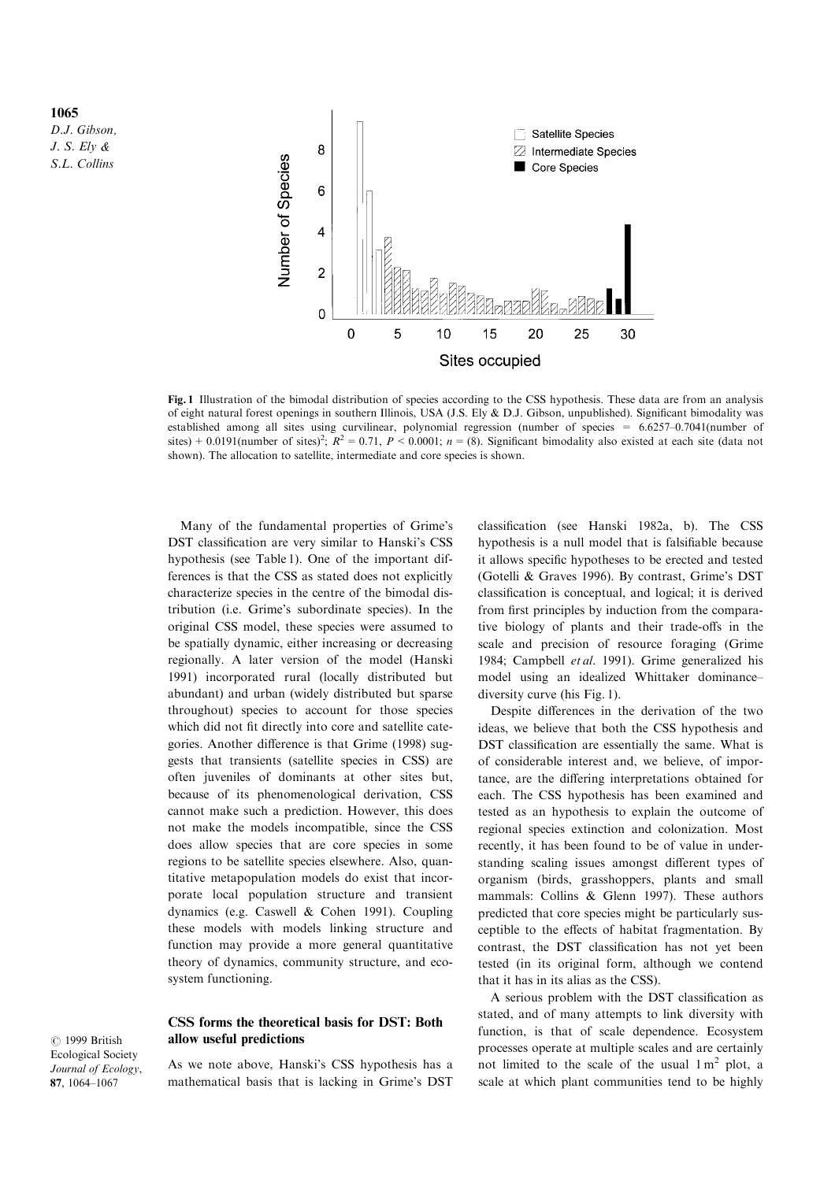**Fig. 1** Illustration of the bimodal distribution of species according to the CSS hypothesis. These data are from an analysis of eight natural forest openings in southern Illinois, USA (J.S. Ely & D.J. Gibson, unpublished). Significant bimodality was established among all sites using curvilinear, polynomial regression (number of species = 6.6257–0.7041(number of sites) + 0.0191(number of sites)$^2$; $R^2 = 0.71$, $P < 0.0001$; $n = (8)$. Significant bimodality also existed at each site (data not shown). The allocation to satellite, intermediate and core species is shown.

Many of the fundamental properties of Grime's DST classification are very similar to Hanski's CSS hypothesis (see Table 1). One of the important differences is that the CSS as stated does not explicitly characterize species in the centre of the bimodal distribution (i.e. Grime's subordinate species). In the original CSS model, these species were assumed to be spatially dynamic, either increasing or decreasing regionally. A later version of the model (Hanski 1991) incorporated rural (locally distributed but abundant) and urban (widely distributed but sparse throughout) species to account for those species which did not fit directly into core and satellite categories. Another difference is that Grime (1998) suggests that transients (satellite species in CSS) are often juveniles of dominants at other sites but, because of its phenomenological derivation, CSS cannot make such a prediction. However, this does not make the models incompatible, since the CSS does allow species that are core species in some regions to be satellite species elsewhere. Also, quantitative metapopulation models do exist that incorporate local population structure and transient dynamics (e.g. Caswell & Cohen 1991). Coupling these models with models linking structure and function may provide a more general quantitative theory of dynamics, community structure, and ecosystem functioning.

## CSS forms the theoretical basis for DST: Both allow useful predictions

As we note above, Hanski's CSS hypothesis has a mathematical basis that is lacking in Grime's DST classification (see Hanski 1982a, b). The CSS hypothesis is a null model that is falsifiable because it allows specific hypotheses to be erected and tested (Gotelli & Graves 1996). By contrast, Grime's DST classification is conceptual, and logical; it is derived from first principles by induction from the comparative biology of plants and their trade-offs in the scale and precision of resource foraging (Grime 1984; Campbell *et al.* 1991). Grime generalized his model using an idealized Whittaker dominance–diversity curve (his Fig. 1).

Despite differences in the derivation of the two ideas, we believe that both the CSS hypothesis and DST classification are essentially the same. What is of considerable interest and, we believe, of importance, are the differing interpretations obtained for each. The CSS hypothesis has been examined and tested as an hypothesis to explain the outcome of regional species extinction and colonization. Most recently, it has been found to be of value in understanding scaling issues amongst different types of organism (birds, grasshoppers, plants and small mammals: Collins & Glenn 1997). These authors predicted that core species might be particularly susceptible to the effects of habitat fragmentation. By contrast, the DST classification has not yet been tested (in its original form, although we contend that it has in its alias as the CSS).

A serious problem with the DST classification as stated, and of many attempts to link diversity with function, is that of scale dependence. Ecosystem processes operate at multiple scales and are certainly not limited to the scale of the usual 1 m$^2$ plot, a scale at which plant communities tend to be highly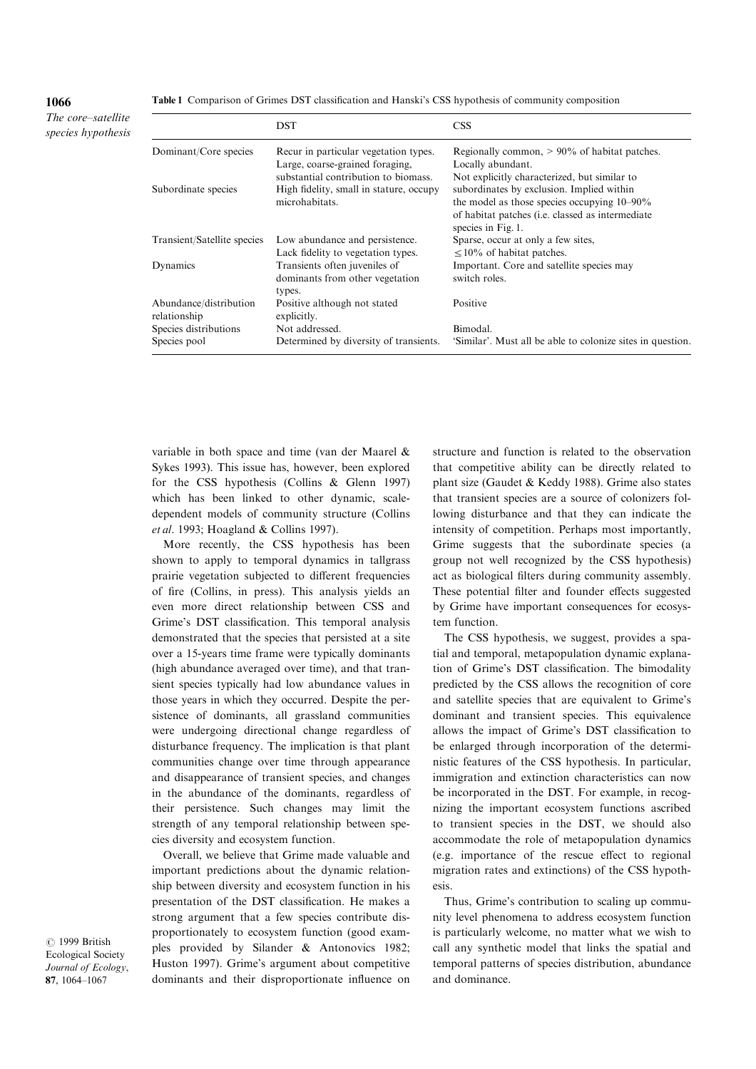**Table 1** Comparison of Grimes DST classification and Hanski's CSS hypothesis of community composition

| | DST | CSS |
|---|---|---|
| Dominant/Core species | Recur in particular vegetation types. Large, coarse-grained foraging, substantial contribution to biomass. | Regionally common, > 90% of habitat patches. Locally abundant. |
| Subordinate species | High fidelity, small in stature, occupy microhabitats. | Not explicitly characterized, but similar to subordinates by exclusion. Implied within the model as those species occupying 10–90% of habitat patches (i.e. classed as intermediate species in Fig. 1. |
| Transient/Satellite species | Low abundance and persistence. Lack fidelity to vegetation types. | Sparse, occur at only a few sites, ≤ 10% of habitat patches. |
| Dynamics | Transients often juveniles of dominants from other vegetation types. | Important. Core and satellite species may switch roles. |
| Abundance/distribution relationship | Positive although not stated explicitly. | Positive |
| Species distributions | Not addressed. | Bimodal. |
| Species pool | Determined by diversity of transients. | 'Similar'. Must all be able to colonize sites in question. |

variable in both space and time (van der Maarel & Sykes 1993). This issue has, however, been explored for the CSS hypothesis (Collins & Glenn 1997) which has been linked to other dynamic, scale-dependent models of community structure (Collins *et al*. 1993; Hoagland & Collins 1997).

More recently, the CSS hypothesis has been shown to apply to temporal dynamics in tallgrass prairie vegetation subjected to different frequencies of fire (Collins, in press). This analysis yields an even more direct relationship between CSS and Grime's DST classification. This temporal analysis demonstrated that the species that persisted at a site over a 15-years time frame were typically dominants (high abundance averaged over time), and that transient species typically had low abundance values in those years in which they occurred. Despite the persistence of dominants, all grassland communities were undergoing directional change regardless of disturbance frequency. The implication is that plant communities change over time through appearance and disappearance of transient species, and changes in the abundance of the dominants, regardless of their persistence. Such changes may limit the strength of any temporal relationship between species diversity and ecosystem function.

Overall, we believe that Grime made valuable and important predictions about the dynamic relationship between diversity and ecosystem function in his presentation of the DST classification. He makes a strong argument that a few species contribute disproportionately to ecosystem function (good examples provided by Silander & Antonovics 1982; Huston 1997). Grime's argument about competitive dominants and their disproportionate influence on structure and function is related to the observation that competitive ability can be directly related to plant size (Gaudet & Keddy 1988). Grime also states that transient species are a source of colonizers following disturbance and that they can indicate the intensity of competition. Perhaps most importantly, Grime suggests that the subordinate species (a group not well recognized by the CSS hypothesis) act as biological filters during community assembly. These potential filter and founder effects suggested by Grime have important consequences for ecosystem function.

The CSS hypothesis, we suggest, provides a spatial and temporal, metapopulation dynamic explanation of Grime's DST classification. The bimodality predicted by the CSS allows the recognition of core and satellite species that are equivalent to Grime's dominant and transient species. This equivalence allows the impact of Grime's DST classification to be enlarged through incorporation of the deterministic features of the CSS hypothesis. In particular, immigration and extinction characteristics can now be incorporated in the DST. For example, in recognizing the important ecosystem functions ascribed to transient species in the DST, we should also accommodate the role of metapopulation dynamics (e.g. importance of the rescue effect to regional migration rates and extinctions) of the CSS hypothesis.

Thus, Grime's contribution to scaling up community level phenomena to address ecosystem function is particularly welcome, no matter what we wish to call any synthetic model that links the spatial and temporal patterns of species distribution, abundance and dominance.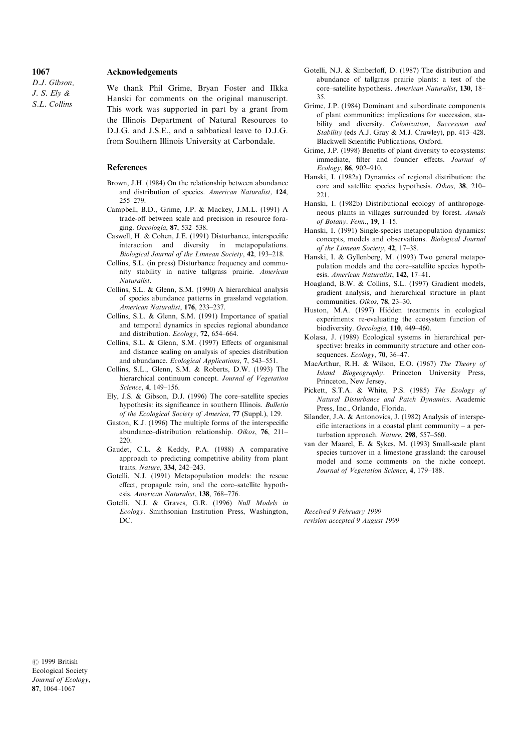## Acknowledgements

We thank Phil Grime, Bryan Foster and Ilkka Hanski for comments on the original manuscript. This work was supported in part by a grant from the Illinois Department of Natural Resources to D.J.G. and J.S.E., and a sabbatical leave to D.J.G. from Southern Illinois University at Carbondale.

## References

Brown, J.H. (1984) On the relationship between abundance and distribution of species. *American Naturalist*, **124**, 255–279.

Campbell, B.D., Grime, J.P. & Mackey, J.M.L. (1991) A trade-off between scale and precision in resource foraging. *Oecologia*, **87**, 532–538.

Caswell, H. & Cohen, J.E. (1991) Disturbance, interspecific interaction and diversity in metapopulations. *Biological Journal of the Linnean Society*, **42**, 193–218.

Collins, S.L. (in press) Disturbance frequency and community stability in native tallgrass prairie. *American Naturalist*.

Collins, S.L. & Glenn, S.M. (1990) A hierarchical analysis of species abundance patterns in grassland vegetation. *American Naturalist*, **176**, 233–237.

Collins, S.L. & Glenn, S.M. (1991) Importance of spatial and temporal dynamics in species regional abundance and distribution. *Ecology*, **72**, 654–664.

Collins, S.L. & Glenn, S.M. (1997) Effects of organismal and distance scaling on analysis of species distribution and abundance. *Ecological Applications*, **7**, 543–551.

Collins, S.L., Glenn, S.M. & Roberts, D.W. (1993) The hierarchical continuum concept. *Journal of Vegetation Science*, **4**, 149–156.

Ely, J.S. & Gibson, D.J. (1996) The core–satellite species hypothesis: its significance in southern Illinois. *Bulletin of the Ecological Society of America*, **77** (Suppl.), 129.

Gaston, K.J. (1996) The multiple forms of the interspecific abundance–distribution relationship. *Oikos*, **76**, 211–220.

Gaudet, C.L. & Keddy, P.A. (1988) A comparative approach to predicting competitive ability from plant traits. *Nature*, **334**, 242–243.

Gotelli, N.J. (1991) Metapopulation models: the rescue effect, propagule rain, and the core–satellite hypothesis. *American Naturalist*, **138**, 768–776.

Gotelli, N.J. & Graves, G.R. (1996) *Null Models in Ecology*. Smithsonian Institution Press, Washington, DC.

Gotelli, N.J. & Simberloff, D. (1987) The distribution and abundance of tallgrass prairie plants: a test of the core–satellite hypothesis. *American Naturalist*, **130**, 18–35.

Grime, J.P. (1984) Dominant and subordinate components of plant communities: implications for succession, stability and diversity. *Colonization, Succession and Stability* (eds A.J. Gray & M.J. Crawley), pp. 413–428. Blackwell Scientific Publications, Oxford.

Grime, J.P. (1998) Benefits of plant diversity to ecosystems: immediate, filter and founder effects. *Journal of Ecology*, **86**, 902–910.

Hanski, I. (1982a) Dynamics of regional distribution: the core and satellite species hypothesis. *Oikos*, **38**, 210–221.

Hanski, I. (1982b) Distributional ecology of anthropogeneous plants in villages surrounded by forest. *Annals of Botany. Fenn*., **19**, 1–15.

Hanski, I. (1991) Single-species metapopulation dynamics: concepts, models and observations. *Biological Journal of the Linnean Society*, **42**, 17–38.

Hanski, I. & Gyllenberg, M. (1993) Two general metapopulation models and the core–satellite species hypothesis. *American Naturalist*, **142**, 17–41.

Hoagland, B.W. & Collins, S.L. (1997) Gradient models, gradient analysis, and hierarchical structure in plant communities. *Oikos*, **78**, 23–30.

Huston, M.A. (1997) Hidden treatments in ecological experiments: re-evaluating the ecosystem function of biodiversity. *Oecologia*, **110**, 449–460.

Kolasa, J. (1989) Ecological systems in hierarchical perspective: breaks in community structure and other consequences. *Ecology*, **70**, 36–47.

MacArthur, R.H. & Wilson, E.O. (1967) *The Theory of Island Biogeography*. Princeton University Press, Princeton, New Jersey.

Pickett, S.T.A. & White, P.S. (1985) *The Ecology of Natural Disturbance and Patch Dynamics*. Academic Press, Inc., Orlando, Florida.

Silander, J.A. & Antonovics, J. (1982) Analysis of interspecific interactions in a coastal plant community – a perturbation approach. *Nature*, **298**, 557–560.

van der Maarel, E. & Sykes, M. (1993) Small-scale plant species turnover in a limestone grassland: the carousel model and some comments on the niche concept. *Journal of Vegetation Science*, **4**, 179–188.

*Received 9 February 1999*
*revision accepted 9 August 1999*